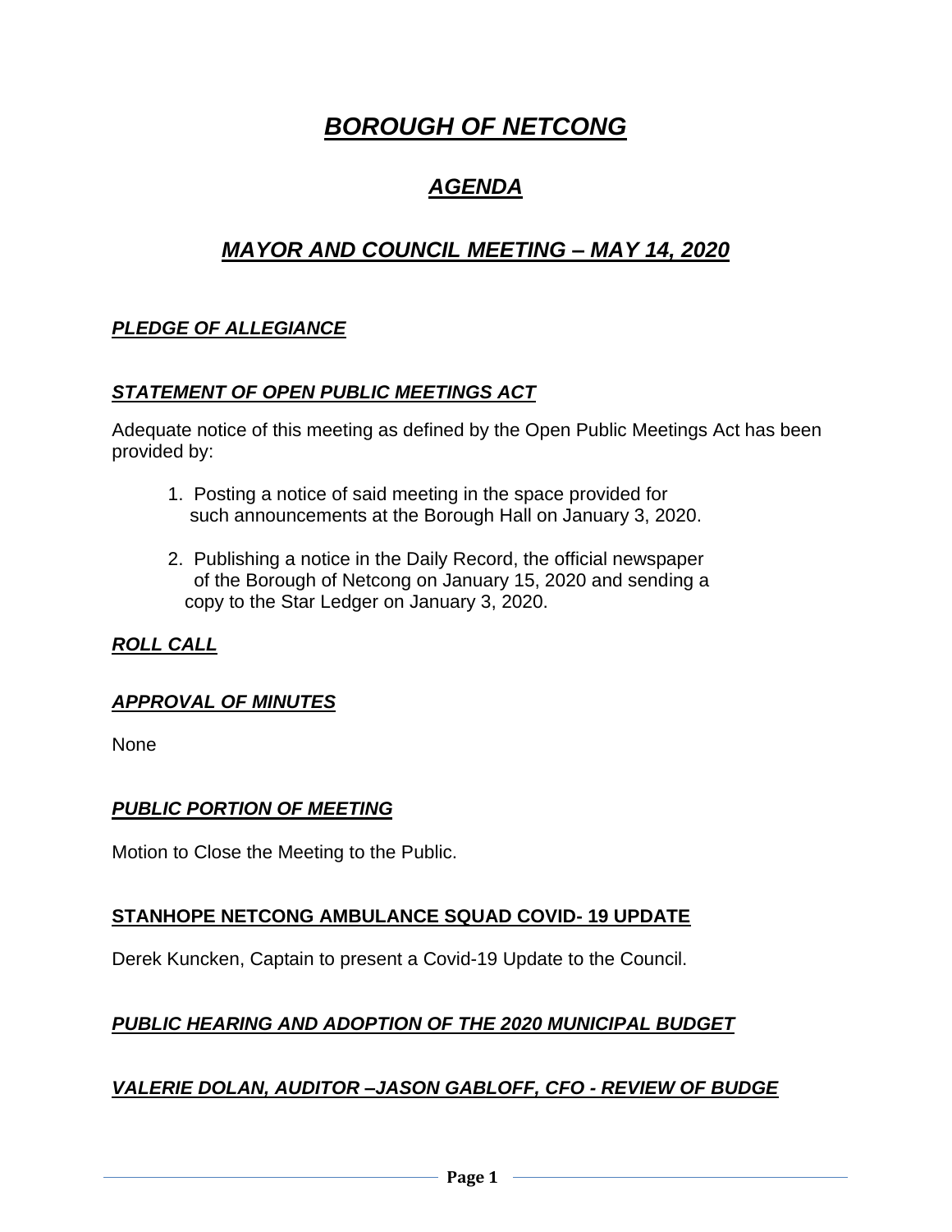# ***BOROUGH OF NETCONG***

## ***AGENDA***

## ***MAYOR AND COUNCIL MEETING – MAY 14, 2020***

***PLEDGE OF ALLEGIANCE***

***STATEMENT OF OPEN PUBLIC MEETINGS ACT***

Adequate notice of this meeting as defined by the Open Public Meetings Act has been provided by:

1. Posting a notice of said meeting in the space provided for such announcements at the Borough Hall on January 3, 2020.

2. Publishing a notice in the Daily Record, the official newspaper of the Borough of Netcong on January 15, 2020 and sending a copy to the Star Ledger on January 3, 2020.

***ROLL CALL***

***APPROVAL OF MINUTES***

None

***PUBLIC PORTION OF MEETING***

Motion to Close the Meeting to the Public.

**STANHOPE NETCONG AMBULANCE SQUAD COVID- 19 UPDATE**

Derek Kuncken, Captain to present a Covid-19 Update to the Council.

***PUBLIC HEARING AND ADOPTION OF THE 2020 MUNICIPAL BUDGET***

***VALERIE DOLAN, AUDITOR –JASON GABLOFF, CFO - REVIEW OF BUDGE***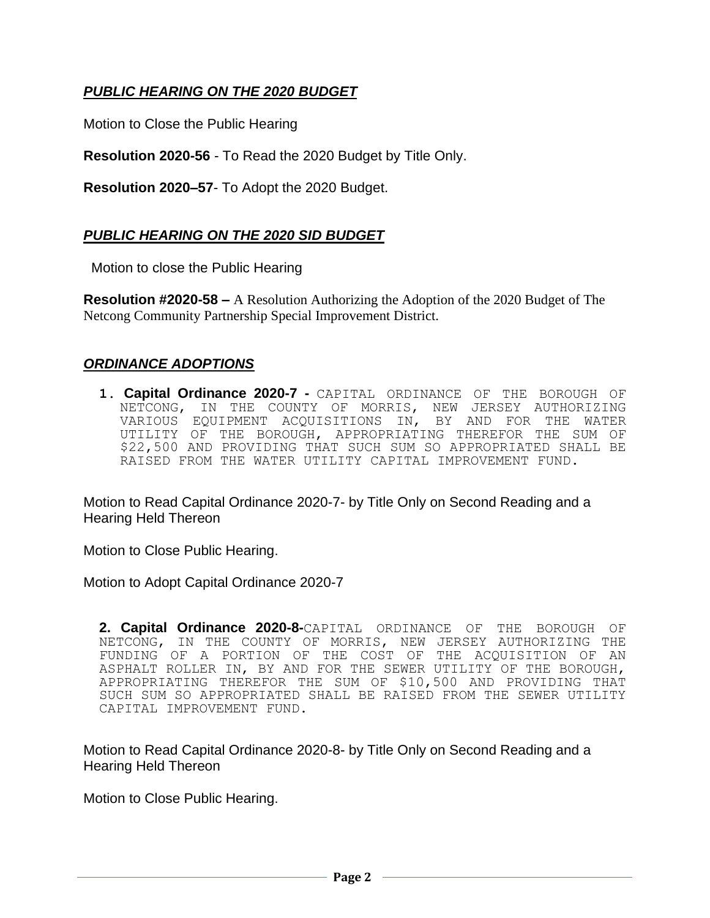## ***PUBLIC HEARING ON THE 2020 BUDGET***

Motion to Close the Public Hearing

**Resolution 2020-56** - To Read the 2020 Budget by Title Only.

**Resolution 2020–57**- To Adopt the 2020 Budget.

## ***PUBLIC HEARING ON THE 2020 SID BUDGET***

Motion to close the Public Hearing

**Resolution #2020-58 –** A Resolution Authorizing the Adoption of the 2020 Budget of The Netcong Community Partnership Special Improvement District.

## ***ORDINANCE ADOPTIONS***

1. **Capital Ordinance 2020-7 -** CAPITAL ORDINANCE OF THE BOROUGH OF NETCONG, IN THE COUNTY OF MORRIS, NEW JERSEY AUTHORIZING VARIOUS EQUIPMENT ACQUISITIONS IN, BY AND FOR THE WATER UTILITY OF THE BOROUGH, APPROPRIATING THEREFOR THE SUM OF $22,500 AND PROVIDING THAT SUCH SUM SO APPROPRIATED SHALL BE RAISED FROM THE WATER UTILITY CAPITAL IMPROVEMENT FUND.

Motion to Read Capital Ordinance 2020-7- by Title Only on Second Reading and a Hearing Held Thereon

Motion to Close Public Hearing.

Motion to Adopt Capital Ordinance 2020-7

2. **Capital Ordinance 2020-8-**CAPITAL ORDINANCE OF THE BOROUGH OF NETCONG, IN THE COUNTY OF MORRIS, NEW JERSEY AUTHORIZING THE FUNDING OF A PORTION OF THE COST OF THE ACQUISITION OF AN ASPHALT ROLLER IN, BY AND FOR THE SEWER UTILITY OF THE BOROUGH, APPROPRIATING THEREFOR THE SUM OF $10,500 AND PROVIDING THAT SUCH SUM SO APPROPRIATED SHALL BE RAISED FROM THE SEWER UTILITY CAPITAL IMPROVEMENT FUND.

Motion to Read Capital Ordinance 2020-8- by Title Only on Second Reading and a Hearing Held Thereon

Motion to Close Public Hearing.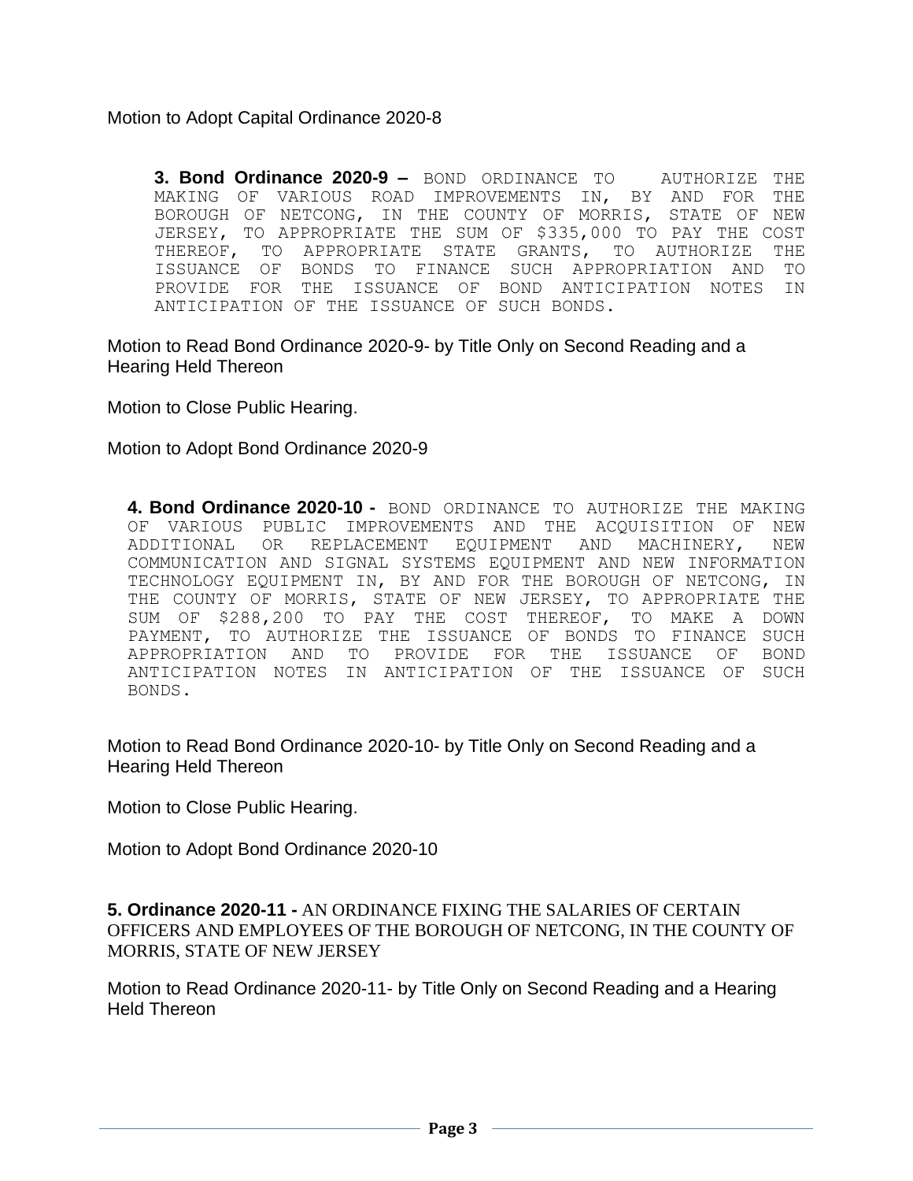Motion to Adopt Capital Ordinance 2020-8

**3. Bond Ordinance 2020-9 –** BOND ORDINANCE TO AUTHORIZE THE MAKING OF VARIOUS ROAD IMPROVEMENTS IN, BY AND FOR THE BOROUGH OF NETCONG, IN THE COUNTY OF MORRIS, STATE OF NEW JERSEY, TO APPROPRIATE THE SUM OF $335,000 TO PAY THE COST THEREOF, TO APPROPRIATE STATE GRANTS, TO AUTHORIZE THE ISSUANCE OF BONDS TO FINANCE SUCH APPROPRIATION AND TO PROVIDE FOR THE ISSUANCE OF BOND ANTICIPATION NOTES IN ANTICIPATION OF THE ISSUANCE OF SUCH BONDS.

Motion to Read Bond Ordinance 2020-9- by Title Only on Second Reading and a Hearing Held Thereon

Motion to Close Public Hearing.

Motion to Adopt Bond Ordinance 2020-9

**4. Bond Ordinance 2020-10 -** BOND ORDINANCE TO AUTHORIZE THE MAKING OF VARIOUS PUBLIC IMPROVEMENTS AND THE ACQUISITION OF NEW ADDITIONAL OR REPLACEMENT EQUIPMENT AND MACHINERY, NEW COMMUNICATION AND SIGNAL SYSTEMS EQUIPMENT AND NEW INFORMATION TECHNOLOGY EQUIPMENT IN, BY AND FOR THE BOROUGH OF NETCONG, IN THE COUNTY OF MORRIS, STATE OF NEW JERSEY, TO APPROPRIATE THE SUM OF $288,200 TO PAY THE COST THEREOF, TO MAKE A DOWN PAYMENT, TO AUTHORIZE THE ISSUANCE OF BONDS TO FINANCE SUCH APPROPRIATION AND TO PROVIDE FOR THE ISSUANCE OF BOND ANTICIPATION NOTES IN ANTICIPATION OF THE ISSUANCE OF SUCH BONDS.

Motion to Read Bond Ordinance 2020-10- by Title Only on Second Reading and a Hearing Held Thereon

Motion to Close Public Hearing.

Motion to Adopt Bond Ordinance 2020-10

**5. Ordinance 2020-11 -** AN ORDINANCE FIXING THE SALARIES OF CERTAIN OFFICERS AND EMPLOYEES OF THE BOROUGH OF NETCONG, IN THE COUNTY OF MORRIS, STATE OF NEW JERSEY

Motion to Read Ordinance 2020-11- by Title Only on Second Reading and a Hearing Held Thereon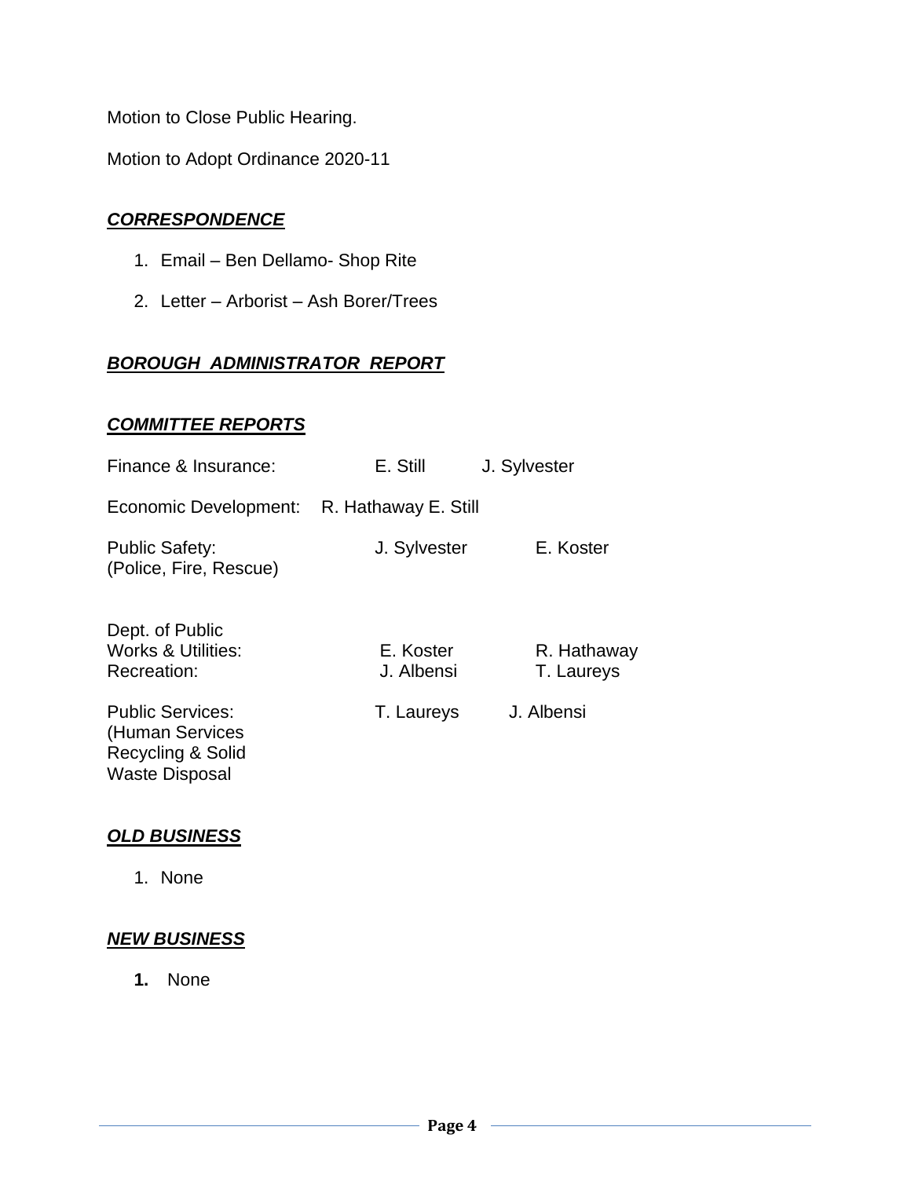Motion to Close Public Hearing.

Motion to Adopt Ordinance 2020-11

## ***CORRESPONDENCE***

1. Email – Ben Dellamo- Shop Rite
2. Letter – Arborist – Ash Borer/Trees

## ***BOROUGH ADMINISTRATOR REPORT***

## ***COMMITTEE REPORTS***

| | | |
|---|---|---|
| Finance & Insurance: | E. Still | J. Sylvester |
| Economic Development: | R. Hathaway | E. Still |
| Public Safety: (Police, Fire, Rescue) | J. Sylvester | E. Koster |
| Dept. of Public Works & Utilities: | E. Koster | R. Hathaway |
| Recreation: | J. Albensi | T. Laureys |
| Public Services: (Human Services Recycling & Solid Waste Disposal | T. Laureys | J. Albensi |

## ***OLD BUSINESS***

1. None

## ***NEW BUSINESS***

**1.** None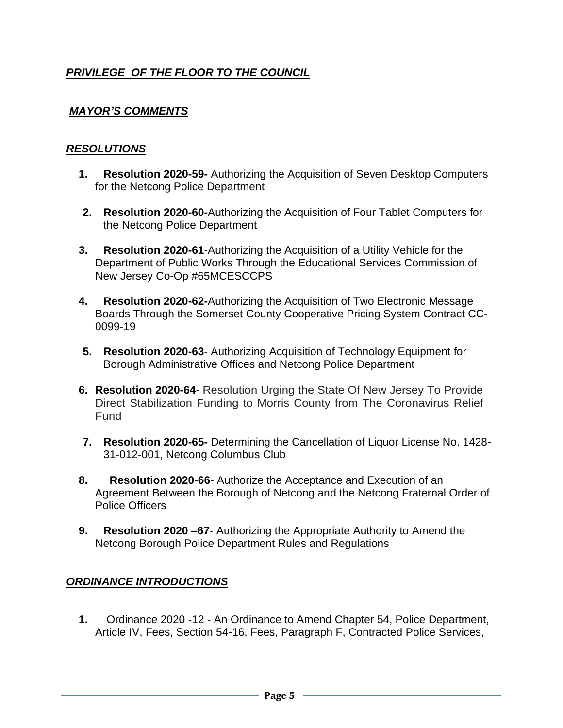***PRIVILEGE OF THE FLOOR TO THE COUNCIL***

***MAYOR'S COMMENTS***

***RESOLUTIONS***

1. **Resolution 2020-59-** Authorizing the Acquisition of Seven Desktop Computers for the Netcong Police Department
2. **Resolution 2020-60-**Authorizing the Acquisition of Four Tablet Computers for the Netcong Police Department
3. **Resolution 2020-61**-Authorizing the Acquisition of a Utility Vehicle for the Department of Public Works Through the Educational Services Commission of New Jersey Co-Op #65MCESCCPS
4. **Resolution 2020-62-**Authorizing the Acquisition of Two Electronic Message Boards Through the Somerset County Cooperative Pricing System Contract CC-0099-19
5. **Resolution 2020-63**- Authorizing Acquisition of Technology Equipment for Borough Administrative Offices and Netcong Police Department
6. **Resolution 2020-64**- Resolution Urging the State Of New Jersey To Provide Direct Stabilization Funding to Morris County from The Coronavirus Relief Fund
7. **Resolution 2020-65-** Determining the Cancellation of Liquor License No. 1428-31-012-001, Netcong Columbus Club
8. **Resolution 2020**-**66**- Authorize the Acceptance and Execution of an Agreement Between the Borough of Netcong and the Netcong Fraternal Order of Police Officers
9. **Resolution 2020 –67**- Authorizing the Appropriate Authority to Amend the Netcong Borough Police Department Rules and Regulations

***ORDINANCE INTRODUCTIONS***

1. Ordinance 2020 -12 - An Ordinance to Amend Chapter 54, Police Department, Article IV, Fees, Section 54-16, Fees, Paragraph F, Contracted Police Services,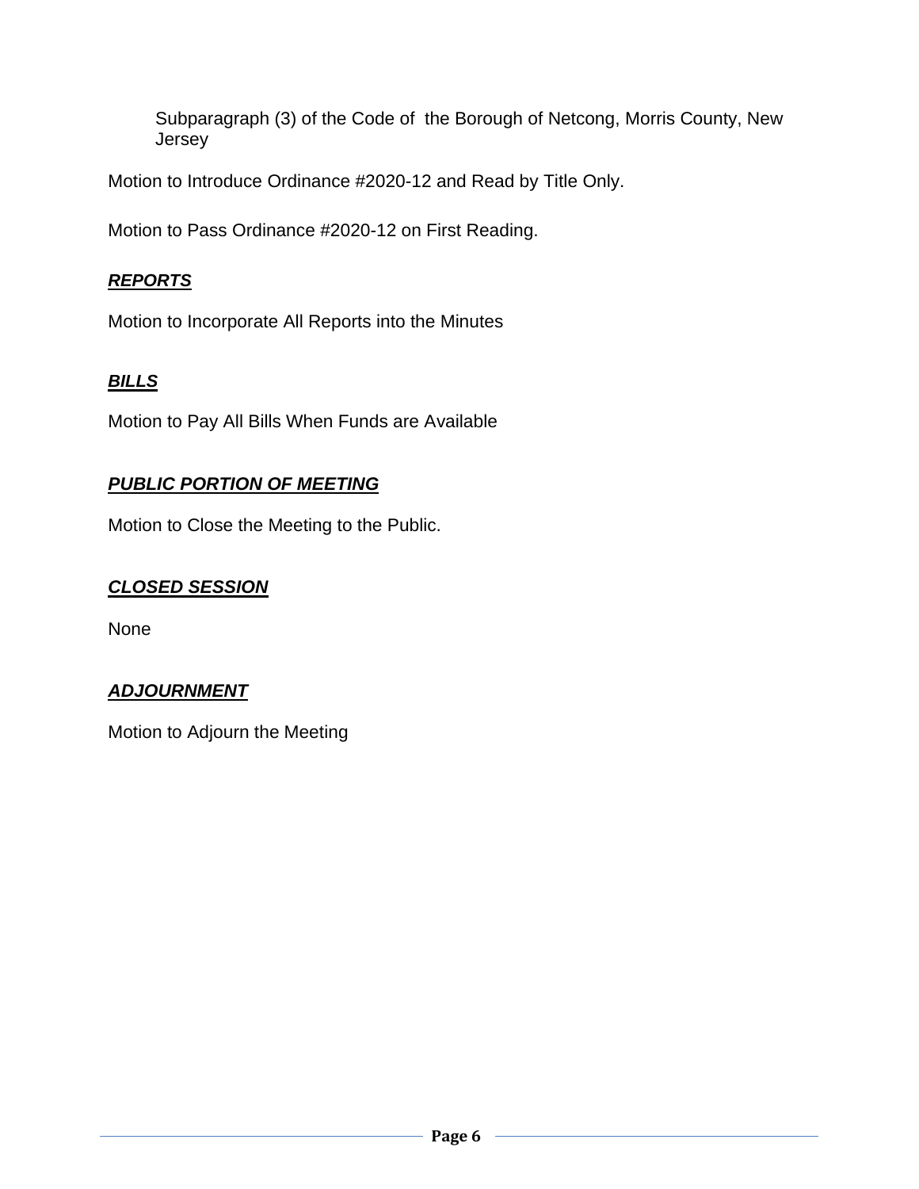Subparagraph (3) of the Code of the Borough of Netcong, Morris County, New Jersey

Motion to Introduce Ordinance #2020-12 and Read by Title Only.

Motion to Pass Ordinance #2020-12 on First Reading.

## ***REPORTS***

Motion to Incorporate All Reports into the Minutes

## ***BILLS***

Motion to Pay All Bills When Funds are Available

## ***PUBLIC PORTION OF MEETING***

Motion to Close the Meeting to the Public.

## ***CLOSED SESSION***

None

## ***ADJOURNMENT***

Motion to Adjourn the Meeting